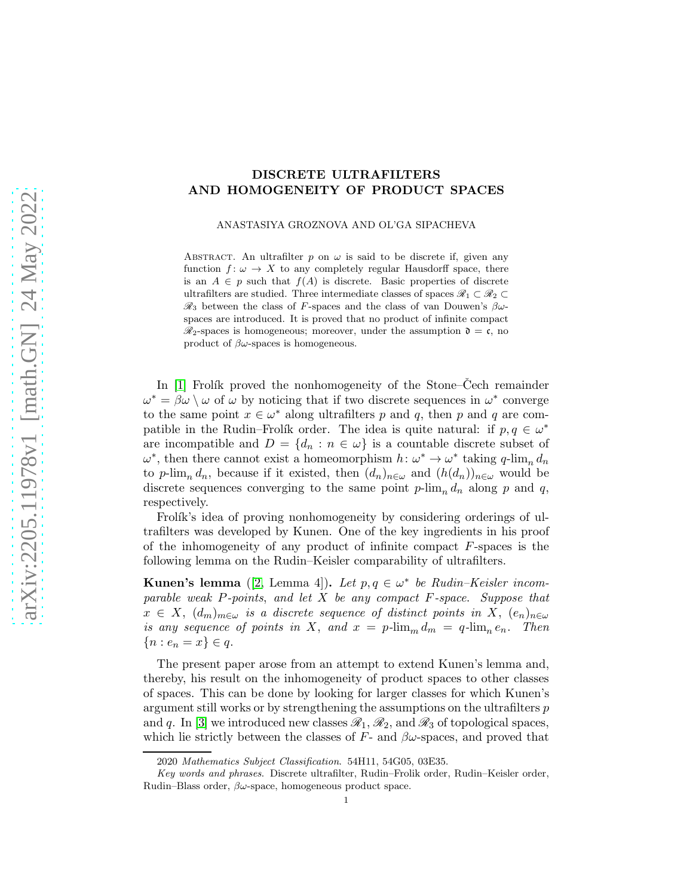# DISCRETE ULTRAFILTERS AND HOMOGENEITY OF PRODUCT SPACES

ANASTASIYA GROZNOVA AND OL'GA SIPACHEVA

Abstract. An ultrafilter $p$ on $\omega$ is said to be discrete if, given any function $f\colon \omega \to X$ to any completely regular Hausdorff space, there is an $A \in p$ such that $f(A)$ is discrete. Basic properties of discrete ultrafilters are studied. Three intermediate classes of spaces $\mathscr{R}_1 \subset \mathscr{R}_2 \subset \mathscr{R}_3$ between the class of $F$-spaces and the class of van Douwen's $\beta\omega$-spaces are introduced. It is proved that no product of infinite compact $\mathscr{R}_2$-spaces is homogeneous; moreover, under the assumption $\mathfrak{d} = \mathfrak{c}$, no product of $\beta\omega$-spaces is homogeneous.

In [1] Frolík proved the nonhomogeneity of the Stone–Čech remainder $\omega^* = \beta\omega \setminus \omega$ of $\omega$ by noticing that if two discrete sequences in $\omega^*$ converge to the same point $x \in \omega^*$ along ultrafilters $p$ and $q$, then $p$ and $q$ are compatible in the Rudin–Frolík order. The idea is quite natural: if $p, q \in \omega^*$ are incompatible and $D = \{d_n : n \in \omega\}$ is a countable discrete subset of $\omega^*$, then there cannot exist a homeomorphism $h\colon \omega^* \to \omega^*$ taking $q\text{-}\lim_n d_n$ to $p\text{-}\lim_n d_n$, because if it existed, then $(d_n)_{n\in\omega}$ and $(h(d_n))_{n\in\omega}$ would be discrete sequences converging to the same point $p\text{-}\lim_n d_n$ along $p$ and $q$, respectively.

Frolík's idea of proving nonhomogeneity by considering orderings of ultrafilters was developed by Kunen. One of the key ingredients in his proof of the inhomogeneity of any product of infinite compact $F$-spaces is the following lemma on the Rudin–Keisler comparability of ultrafilters.

**Kunen's lemma** ([2, Lemma 4]). *Let $p, q \in \omega^*$ be Rudin–Keisler incomparable weak $P$-points, and let $X$ be any compact $F$-space. Suppose that $x \in X$, $(d_m)_{m\in\omega}$ is a discrete sequence of distinct points in $X$, $(e_n)_{n\in\omega}$ is any sequence of points in $X$, and $x = p\text{-}\lim_m d_m = q\text{-}\lim_n e_n$. Then $\{n : e_n = x\} \in q$.*

The present paper arose from an attempt to extend Kunen's lemma and, thereby, his result on the inhomogeneity of product spaces to other classes of spaces. This can be done by looking for larger classes for which Kunen's argument still works or by strengthening the assumptions on the ultrafilters $p$ and $q$. In [3] we introduced new classes $\mathscr{R}_1$, $\mathscr{R}_2$, and $\mathscr{R}_3$ of topological spaces, which lie strictly between the classes of $F$- and $\beta\omega$-spaces, and proved that

2020 *Mathematics Subject Classification.* 54H11, 54G05, 03E35.

*Key words and phrases.* Discrete ultrafilter, Rudin–Frolik order, Rudin–Keisler order, Rudin–Blass order, $\beta\omega$-space, homogeneous product space.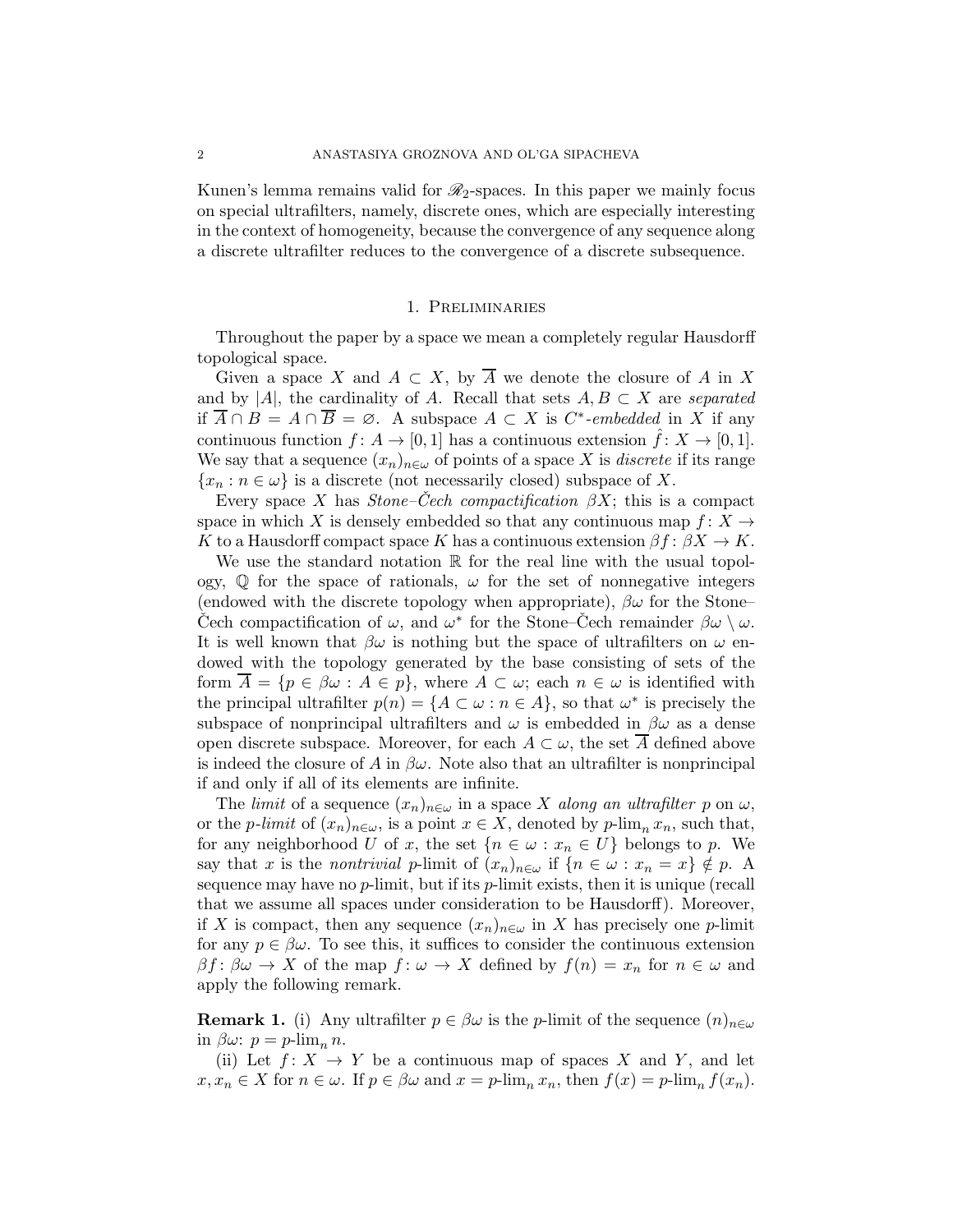Kunen's lemma remains valid for $\mathscr{R}_2$-spaces. In this paper we mainly focus on special ultrafilters, namely, discrete ones, which are especially interesting in the context of homogeneity, because the convergence of any sequence along a discrete ultrafilter reduces to the convergence of a discrete subsequence.

## 1. Preliminaries

Throughout the paper by a space we mean a completely regular Hausdorff topological space.

Given a space $X$ and $A \subset X$, by $\overline{A}$ we denote the closure of $A$ in $X$ and by $|A|$, the cardinality of $A$. Recall that sets $A, B \subset X$ are *separated* if $\overline{A} \cap B = A \cap \overline{B} = \varnothing$. A subspace $A \subset X$ is $C^*$*-embedded* in $X$ if any continuous function $f\colon A \to [0,1]$ has a continuous extension $\hat{f}\colon X \to [0,1]$. We say that a sequence $(x_n)_{n\in\omega}$ of points of a space $X$ is *discrete* if its range $\{x_n : n \in \omega\}$ is a discrete (not necessarily closed) subspace of $X$.

Every space $X$ has *Stone–Čech compactification* $\beta X$; this is a compact space in which $X$ is densely embedded so that any continuous map $f\colon X \to K$ to a Hausdorff compact space $K$ has a continuous extension $\beta f\colon \beta X \to K$.

We use the standard notation $\mathbb{R}$ for the real line with the usual topology, $\mathbb{Q}$ for the space of rationals, $\omega$ for the set of nonnegative integers (endowed with the discrete topology when appropriate), $\beta\omega$ for the Stone–Čech compactification of $\omega$, and $\omega^*$ for the Stone–Čech remainder $\beta\omega \setminus \omega$. It is well known that $\beta\omega$ is nothing but the space of ultrafilters on $\omega$ endowed with the topology generated by the base consisting of sets of the form $\overline{A} = \{p \in \beta\omega : A \in p\}$, where $A \subset \omega$; each $n \in \omega$ is identified with the principal ultrafilter $p(n) = \{A \subset \omega : n \in A\}$, so that $\omega^*$ is precisely the subspace of nonprincipal ultrafilters and $\omega$ is embedded in $\beta\omega$ as a dense open discrete subspace. Moreover, for each $A \subset \omega$, the set $\overline{A}$ defined above is indeed the closure of $A$ in $\beta\omega$. Note also that an ultrafilter is nonprincipal if and only if all of its elements are infinite.

The *limit* of a sequence $(x_n)_{n\in\omega}$ in a space $X$ *along an ultrafilter* $p$ on $\omega$, or the $p$*-limit* of $(x_n)_{n\in\omega}$, is a point $x \in X$, denoted by $p\text{-}\lim_n x_n$, such that, for any neighborhood $U$ of $x$, the set $\{n \in \omega : x_n \in U\}$ belongs to $p$. We say that $x$ is the *nontrivial* $p$-limit of $(x_n)_{n\in\omega}$ if $\{n \in \omega : x_n = x\} \notin p$. A sequence may have no $p$-limit, but if its $p$-limit exists, then it is unique (recall that we assume all spaces under consideration to be Hausdorff). Moreover, if $X$ is compact, then any sequence $(x_n)_{n\in\omega}$ in $X$ has precisely one $p$-limit for any $p \in \beta\omega$. To see this, it suffices to consider the continuous extension $\beta f\colon \beta\omega \to X$ of the map $f\colon \omega \to X$ defined by $f(n) = x_n$ for $n \in \omega$ and apply the following remark.

**Remark 1.** (i) Any ultrafilter $p \in \beta\omega$ is the $p$-limit of the sequence $(n)_{n\in\omega}$ in $\beta\omega$: $p = p\text{-}\lim_n n$.

(ii) Let $f\colon X \to Y$ be a continuous map of spaces $X$ and $Y$, and let $x, x_n \in X$ for $n \in \omega$. If $p \in \beta\omega$ and $x = p\text{-}\lim_n x_n$, then $f(x) = p\text{-}\lim_n f(x_n)$.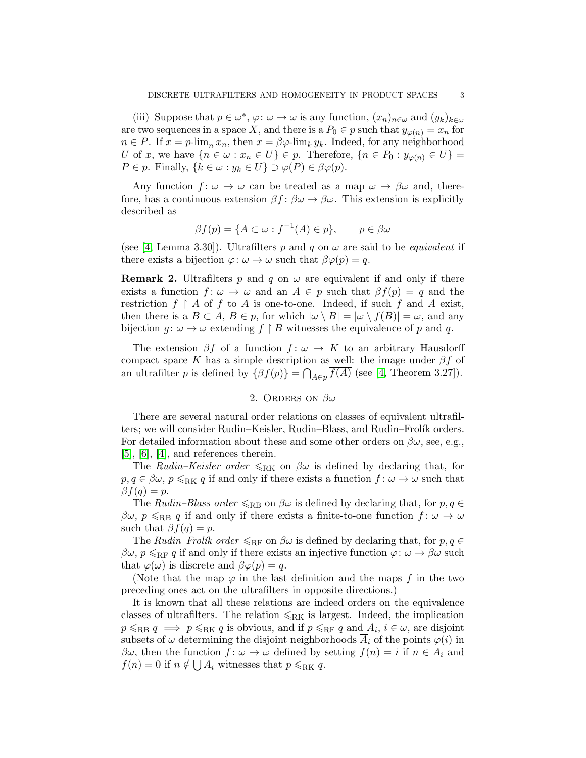(iii) Suppose that $p \in \omega^*$, $\varphi\colon \omega \to \omega$ is any function, $(x_n)_{n\in\omega}$ and $(y_k)_{k\in\omega}$ are two sequences in a space $X$, and there is a $P_0 \in p$ such that $y_{\varphi(n)} = x_n$ for $n \in P$. If $x = p\text{-}\lim_n x_n$, then $x = \beta\varphi\text{-}\lim_k y_k$. Indeed, for any neighborhood $U$ of $x$, we have $\{n \in \omega : x_n \in U\} \in p$. Therefore, $\{n \in P_0 : y_{\varphi(n)} \in U\} = P \in p$. Finally, $\{k \in \omega : y_k \in U\} \supset \varphi(P) \in \beta\varphi(p)$.

Any function $f\colon \omega \to \omega$ can be treated as a map $\omega \to \beta\omega$ and, therefore, has a continuous extension $\beta f\colon \beta\omega \to \beta\omega$. This extension is explicitly described as

$$\beta f(p) = \{A \subset \omega : f^{-1}(A) \in p\}, \qquad p \in \beta\omega$$

(see [4, Lemma 3.30]). Ultrafilters $p$ and $q$ on $\omega$ are said to be *equivalent* if there exists a bijection $\varphi\colon \omega \to \omega$ such that $\beta\varphi(p) = q$.

**Remark 2.** Ultrafilters $p$ and $q$ on $\omega$ are equivalent if and only if there exists a function $f\colon \omega \to \omega$ and an $A \in p$ such that $\beta f(p) = q$ and the restriction $f \restriction A$ of $f$ to $A$ is one-to-one. Indeed, if such $f$ and $A$ exist, then there is a $B \subset A$, $B \in p$, for which $|\omega \setminus B| = |\omega \setminus f(B)| = \omega$, and any bijection $g\colon \omega \to \omega$ extending $f \restriction B$ witnesses the equivalence of $p$ and $q$.

The extension $\beta f$ of a function $f\colon \omega \to K$ to an arbitrary Hausdorff compact space $K$ has a simple description as well: the image under $\beta f$ of an ultrafilter $p$ is defined by $\{\beta f(p)\} = \bigcap_{A\in p} \overline{f(A)}$ (see [4, Theorem 3.27]).

## 2. Orders on $\beta\omega$

There are several natural order relations on classes of equivalent ultrafilters; we will consider Rudin–Keisler, Rudin–Blass, and Rudin–Frolík orders. For detailed information about these and some other orders on $\beta\omega$, see, e.g., [5], [6], [4], and references therein.

The *Rudin–Keisler order* $\leqslant_{\mathrm{RK}}$ on $\beta\omega$ is defined by declaring that, for $p, q \in \beta\omega$, $p \leqslant_{\mathrm{RK}} q$ if and only if there exists a function $f\colon \omega \to \omega$ such that $\beta f(q) = p$.

The *Rudin–Blass order* $\leqslant_{\mathrm{RB}}$ on $\beta\omega$ is defined by declaring that, for $p, q \in \beta\omega$, $p \leqslant_{\mathrm{RB}} q$ if and only if there exists a finite-to-one function $f\colon \omega \to \omega$ such that $\beta f(q) = p$.

The *Rudin–Frolík order* $\leqslant_{\mathrm{RF}}$ on $\beta\omega$ is defined by declaring that, for $p, q \in \beta\omega$, $p \leqslant_{\mathrm{RF}} q$ if and only if there exists an injective function $\varphi\colon \omega \to \beta\omega$ such that $\varphi(\omega)$ is discrete and $\beta\varphi(p) = q$.

(Note that the map $\varphi$ in the last definition and the maps $f$ in the two preceding ones act on the ultrafilters in opposite directions.)

It is known that all these relations are indeed orders on the equivalence classes of ultrafilters. The relation $\leqslant_{\mathrm{RK}}$ is largest. Indeed, the implication $p \leqslant_{\mathrm{RB}} q \implies p \leqslant_{\mathrm{RK}} q$ is obvious, and if $p \leqslant_{\mathrm{RF}} q$ and $A_i$, $i \in \omega$, are disjoint subsets of $\omega$ determining the disjoint neighborhoods $\overline{A}_i$ of the points $\varphi(i)$ in $\beta\omega$, then the function $f\colon \omega \to \omega$ defined by setting $f(n) = i$ if $n \in A_i$ and $f(n) = 0$ if $n \notin \bigcup A_i$ witnesses that $p \leqslant_{\mathrm{RK}} q$.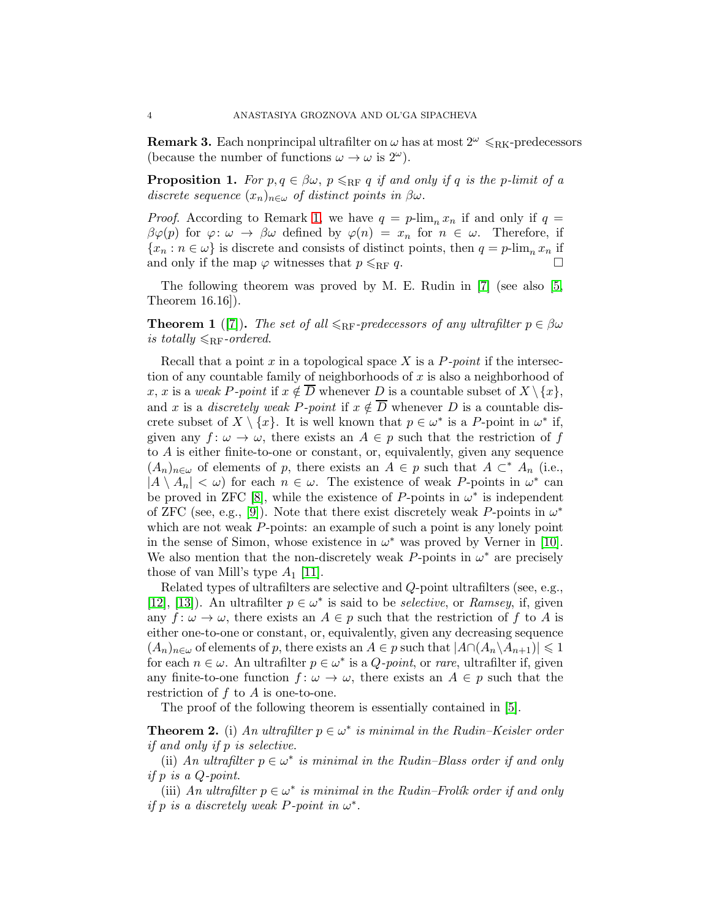**Remark 3.** Each nonprincipal ultrafilter on $\omega$ has at most $2^\omega$ $\leqslant_{\mathrm{RK}}$-predecessors (because the number of functions $\omega \to \omega$ is $2^\omega$).

**Proposition 1.** *For $p, q \in \beta\omega$, $p \leqslant_{\mathrm{RF}} q$ if and only if $q$ is the $p$-limit of a discrete sequence $(x_n)_{n\in\omega}$ of distinct points in $\beta\omega$.*

*Proof.* According to Remark 1, we have $q = p\text{-}\lim_n x_n$ if and only if $q = \beta\varphi(p)$ for $\varphi\colon \omega \to \beta\omega$ defined by $\varphi(n) = x_n$ for $n \in \omega$. Therefore, if $\{x_n : n \in \omega\}$ is discrete and consists of distinct points, then $q = p\text{-}\lim_n x_n$ if and only if the map $\varphi$ witnesses that $p \leqslant_{\mathrm{RF}} q$. $\square$

The following theorem was proved by M. E. Rudin in [7] (see also [5, Theorem 16.16]).

**Theorem 1** ([7])**.** *The set of all $\leqslant_{\mathrm{RF}}$-predecessors of any ultrafilter $p \in \beta\omega$ is totally $\leqslant_{\mathrm{RF}}$-ordered.*

Recall that a point $x$ in a topological space $X$ is a *$P$-point* if the intersection of any countable family of neighborhoods of $x$ is also a neighborhood of $x$, $x$ is a *weak $P$-point* if $x \notin \overline{D}$ whenever $D$ is a countable subset of $X \setminus \{x\}$, and $x$ is a *discretely weak $P$-point* if $x \notin \overline{D}$ whenever $D$ is a countable discrete subset of $X \setminus \{x\}$. It is well known that $p \in \omega^*$ is a $P$-point in $\omega^*$ if, given any $f\colon \omega \to \omega$, there exists an $A \in p$ such that the restriction of $f$ to $A$ is either finite-to-one or constant, or, equivalently, given any sequence $(A_n)_{n\in\omega}$ of elements of $p$, there exists an $A \in p$ such that $A \subset^* A_n$ (i.e., $|A \setminus A_n| < \omega$) for each $n \in \omega$. The existence of weak $P$-points in $\omega^*$ can be proved in ZFC [8], while the existence of $P$-points in $\omega^*$ is independent of ZFC (see, e.g., [9]). Note that there exist discretely weak $P$-points in $\omega^*$ which are not weak $P$-points: an example of such a point is any lonely point in the sense of Simon, whose existence in $\omega^*$ was proved by Verner in [10]. We also mention that the non-discretely weak $P$-points in $\omega^*$ are precisely those of van Mill's type $A_1$ [11].

Related types of ultrafilters are selective and $Q$-point ultrafilters (see, e.g., [12], [13]). An ultrafilter $p \in \omega^*$ is said to be *selective*, or *Ramsey*, if, given any $f\colon \omega \to \omega$, there exists an $A \in p$ such that the restriction of $f$ to $A$ is either one-to-one or constant, or, equivalently, given any decreasing sequence $(A_n)_{n\in\omega}$ of elements of $p$, there exists an $A \in p$ such that $|A \cap (A_n \setminus A_{n+1})| \leqslant 1$ for each $n \in \omega$. An ultrafilter $p \in \omega^*$ is a *$Q$-point*, or *rare*, ultrafilter if, given any finite-to-one function $f\colon \omega \to \omega$, there exists an $A \in p$ such that the restriction of $f$ to $A$ is one-to-one.

The proof of the following theorem is essentially contained in [5].

**Theorem 2.** (i) *An ultrafilter $p \in \omega^*$ is minimal in the Rudin–Keisler order if and only if $p$ is selective.*

(ii) *An ultrafilter $p \in \omega^*$ is minimal in the Rudin–Blass order if and only if $p$ is a $Q$-point.*

(iii) *An ultrafilter $p \in \omega^*$ is minimal in the Rudin–Frolík order if and only if $p$ is a discretely weak $P$-point in $\omega^*$.*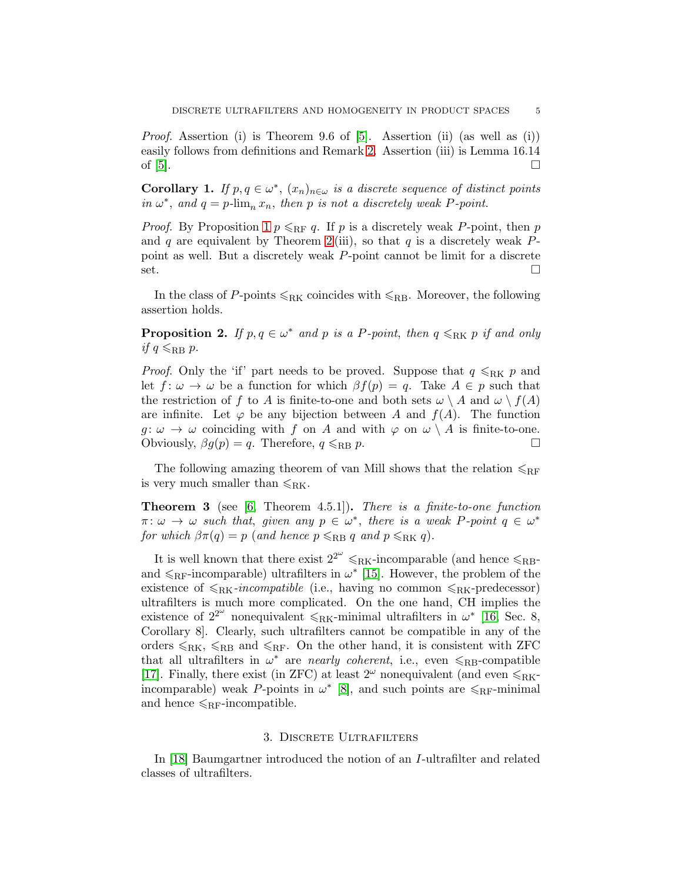*Proof.* Assertion (i) is Theorem 9.6 of [5]. Assertion (ii) (as well as (i)) easily follows from definitions and Remark 2. Assertion (iii) is Lemma 16.14 of [5]. □

**Corollary 1.** *If $p, q \in \omega^*$, $(x_n)_{n\in\omega}$ is a discrete sequence of distinct points in $\omega^*$, and $q = p\text{-}\lim_n x_n$, then $p$ is not a discretely weak $P$-point.*

*Proof.* By Proposition 1 $p \leqslant_{\mathrm{RF}} q$. If $p$ is a discretely weak $P$-point, then $p$ and $q$ are equivalent by Theorem 2(iii), so that $q$ is a discretely weak $P$-point as well. But a discretely weak $P$-point cannot be limit for a discrete set. □

In the class of $P$-points $\leqslant_{\mathrm{RK}}$ coincides with $\leqslant_{\mathrm{RB}}$. Moreover, the following assertion holds.

**Proposition 2.** *If $p, q \in \omega^*$ and $p$ is a $P$-point, then $q \leqslant_{\mathrm{RK}} p$ if and only if $q \leqslant_{\mathrm{RB}} p$.*

*Proof.* Only the 'if' part needs to be proved. Suppose that $q \leqslant_{\mathrm{RK}} p$ and let $f\colon \omega \to \omega$ be a function for which $\beta f(p) = q$. Take $A \in p$ such that the restriction of $f$ to $A$ is finite-to-one and both sets $\omega \setminus A$ and $\omega \setminus f(A)$ are infinite. Let $\varphi$ be any bijection between $A$ and $f(A)$. The function $g\colon \omega \to \omega$ coinciding with $f$ on $A$ and with $\varphi$ on $\omega \setminus A$ is finite-to-one. Obviously, $\beta g(p) = q$. Therefore, $q \leqslant_{\mathrm{RB}} p$. □

The following amazing theorem of van Mill shows that the relation $\leqslant_{\mathrm{RF}}$ is very much smaller than $\leqslant_{\mathrm{RK}}$.

**Theorem 3** (see [6, Theorem 4.5.1])**.** *There is a finite-to-one function $\pi\colon \omega \to \omega$ such that, given any $p \in \omega^*$, there is a weak $P$-point $q \in \omega^*$ for which $\beta\pi(q) = p$ (and hence $p \leqslant_{\mathrm{RB}} q$ and $p \leqslant_{\mathrm{RK}} q$).*

It is well known that there exist $2^{2^\omega}$ $\leqslant_{\mathrm{RK}}$-incomparable (and hence $\leqslant_{\mathrm{RB}}$- and $\leqslant_{\mathrm{RF}}$-incomparable) ultrafilters in $\omega^*$ [15]. However, the problem of the existence of $\leqslant_{\mathrm{RK}}$-*incompatible* (i.e., having no common $\leqslant_{\mathrm{RK}}$-predecessor) ultrafilters is much more complicated. On the one hand, CH implies the existence of $2^{2^\omega}$ nonequivalent $\leqslant_{\mathrm{RK}}$-minimal ultrafilters in $\omega^*$ [16, Sec. 8, Corollary 8]. Clearly, such ultrafilters cannot be compatible in any of the orders $\leqslant_{\mathrm{RK}}$, $\leqslant_{\mathrm{RB}}$ and $\leqslant_{\mathrm{RF}}$. On the other hand, it is consistent with ZFC that all ultrafilters in $\omega^*$ are *nearly coherent*, i.e., even $\leqslant_{\mathrm{RB}}$-compatible [17]. Finally, there exist (in ZFC) at least $2^\omega$ nonequivalent (and even $\leqslant_{\mathrm{RK}}$-incomparable) weak $P$-points in $\omega^*$ [8], and such points are $\leqslant_{\mathrm{RF}}$-minimal and hence $\leqslant_{\mathrm{RF}}$-incompatible.

## 3. Discrete Ultrafilters

In [18] Baumgartner introduced the notion of an $I$-ultrafilter and related classes of ultrafilters.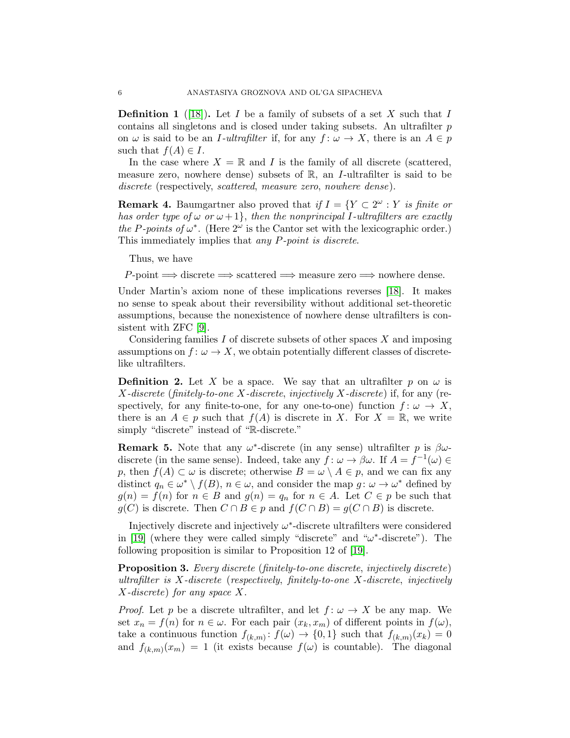**Definition 1** ([18]). Let $I$ be a family of subsets of a set $X$ such that $I$ contains all singletons and is closed under taking subsets. An ultrafilter $p$ on $\omega$ is said to be an *$I$-ultrafilter* if, for any $f\colon \omega \to X$, there is an $A \in p$ such that $f(A) \in I$.

In the case where $X = \mathbb{R}$ and $I$ is the family of all discrete (scattered, measure zero, nowhere dense) subsets of $\mathbb{R}$, an $I$-ultrafilter is said to be *discrete* (respectively, *scattered*, *measure zero*, *nowhere dense*).

**Remark 4.** Baumgartner also proved that *if $I = \{Y \subset 2^\omega : Y$ is finite or has order type of $\omega$ or $\omega + 1\}$, then the nonprincipal $I$-ultrafilters are exactly the $P$-points of $\omega^*$.* (Here $2^\omega$ is the Cantor set with the lexicographic order.) This immediately implies that *any $P$-point is discrete*.

Thus, we have

$$P\text{-point} \Longrightarrow \text{discrete} \Longrightarrow \text{scattered} \Longrightarrow \text{measure zero} \Longrightarrow \text{nowhere dense}.$$

Under Martin's axiom none of these implications reverses [18]. It makes no sense to speak about their reversibility without additional set-theoretic assumptions, because the nonexistence of nowhere dense ultrafilters is consistent with ZFC [9].

Considering families $I$ of discrete subsets of other spaces $X$ and imposing assumptions on $f\colon \omega \to X$, we obtain potentially different classes of discrete-like ultrafilters.

**Definition 2.** Let $X$ be a space. We say that an ultrafilter $p$ on $\omega$ is *$X$-discrete* (*finitely-to-one $X$-discrete*, *injectively $X$-discrete*) if, for any (respectively, for any finite-to-one, for any one-to-one) function $f\colon \omega \to X$, there is an $A \in p$ such that $f(A)$ is discrete in $X$. For $X = \mathbb{R}$, we write simply "discrete" instead of "$\mathbb{R}$-discrete."

**Remark 5.** Note that any $\omega^*$-discrete (in any sense) ultrafilter $p$ is $\beta\omega$-discrete (in the same sense). Indeed, take any $f\colon \omega \to \beta\omega$. If $A = f^{-1}(\omega) \in p$, then $f(A) \subset \omega$ is discrete; otherwise $B = \omega \setminus A \in p$, and we can fix any distinct $q_n \in \omega^* \setminus f(B)$, $n \in \omega$, and consider the map $g\colon \omega \to \omega^*$ defined by $g(n) = f(n)$ for $n \in B$ and $g(n) = q_n$ for $n \in A$. Let $C \in p$ be such that $g(C)$ is discrete. Then $C \cap B \in p$ and $f(C \cap B) = g(C \cap B)$ is discrete.

Injectively discrete and injectively $\omega^*$-discrete ultrafilters were considered in [19] (where they were called simply "discrete" and "$\omega^*$-discrete"). The following proposition is similar to Proposition 12 of [19].

**Proposition 3.** *Every discrete* (*finitely-to-one discrete*, *injectively discrete*) *ultrafilter is $X$-discrete* (*respectively*, *finitely-to-one $X$-discrete*, *injectively $X$-discrete*) *for any space $X$.*

*Proof.* Let $p$ be a discrete ultrafilter, and let $f\colon \omega \to X$ be any map. We set $x_n = f(n)$ for $n \in \omega$. For each pair $(x_k, x_m)$ of different points in $f(\omega)$, take a continuous function $f_{(k,m)}\colon f(\omega) \to \{0, 1\}$ such that $f_{(k,m)}(x_k) = 0$ and $f_{(k,m)}(x_m) = 1$ (it exists because $f(\omega)$ is countable). The diagonal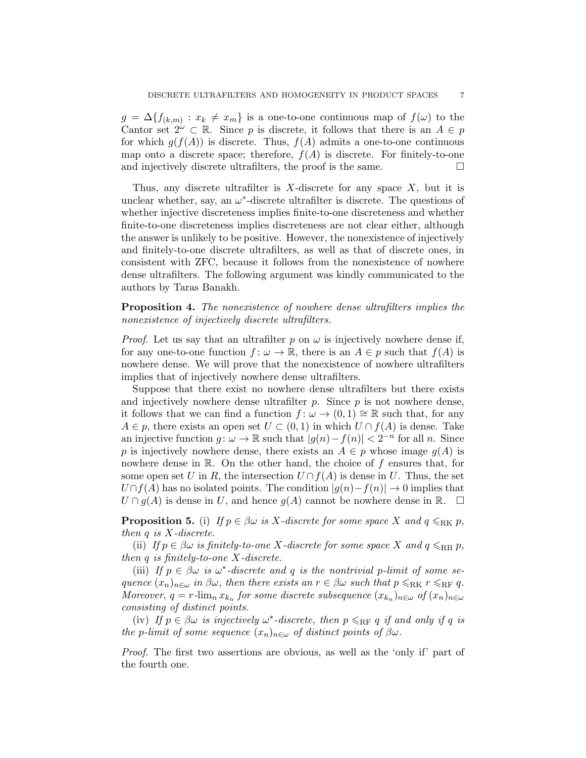$g = \Delta\{f_{(k,m)} : x_k \neq x_m\}$ is a one-to-one continuous map of $f(\omega)$ to the Cantor set $2^\omega \subset \mathbb{R}$. Since $p$ is discrete, it follows that there is an $A \in p$ for which $g(f(A))$ is discrete. Thus, $f(A)$ admits a one-to-one continuous map onto a discrete space; therefore, $f(A)$ is discrete. For finitely-to-one and injectively discrete ultrafilters, the proof is the same. $\square$

Thus, any discrete ultrafilter is $X$-discrete for any space $X$, but it is unclear whether, say, an $\omega^*$-discrete ultrafilter is discrete. The questions of whether injective discreteness implies finite-to-one discreteness and whether finite-to-one discreteness implies discreteness are not clear either, although the answer is unlikely to be positive. However, the nonexistence of injectively and finitely-to-one discrete ultrafilters, as well as that of discrete ones, in consistent with ZFC, because it follows from the nonexistence of nowhere dense ultrafilters. The following argument was kindly communicated to the authors by Taras Banakh.

**Proposition 4.** *The nonexistence of nowhere dense ultrafilters implies the nonexistence of injectively discrete ultrafilters.*

*Proof.* Let us say that an ultrafilter $p$ on $\omega$ is injectively nowhere dense if, for any one-to-one function $f : \omega \to \mathbb{R}$, there is an $A \in p$ such that $f(A)$ is nowhere dense. We will prove that the nonexistence of nowhere ultrafilters implies that of injectively nowhere dense ultrafilters.

Suppose that there exist no nowhere dense ultrafilters but there exists and injectively nowhere dense ultrafilter $p$. Since $p$ is not nowhere dense, it follows that we can find a function $f : \omega \to (0,1) \cong \mathbb{R}$ such that, for any $A \in p$, there exists an open set $U \subset (0,1)$ in which $U \cap f(A)$ is dense. Take an injective function $g : \omega \to \mathbb{R}$ such that $|g(n) - f(n)| < 2^{-n}$ for all $n$. Since $p$ is injectively nowhere dense, there exists an $A \in p$ whose image $g(A)$ is nowhere dense in $\mathbb{R}$. On the other hand, the choice of $f$ ensures that, for some open set $U$ in $R$, the intersection $U \cap f(A)$ is dense in $U$. Thus, the set $U \cap f(A)$ has no isolated points. The condition $|g(n) - f(n)| \to 0$ implies that $U \cap g(A)$ is dense in $U$, and hence $g(A)$ cannot be nowhere dense in $\mathbb{R}$. $\square$

**Proposition 5.** (i) *If $p \in \beta\omega$ is $X$-discrete for some space $X$ and $q \leqslant_{\mathrm{RK}} p$, then $q$ is $X$-discrete.*

(ii) *If $p \in \beta\omega$ is finitely-to-one $X$-discrete for some space $X$ and $q \leqslant_{\mathrm{RB}} p$, then $q$ is finitely-to-one $X$-discrete.*

(iii) *If $p \in \beta\omega$ is $\omega^*$-discrete and $q$ is the nontrivial $p$-limit of some sequence $(x_n)_{n\in\omega}$ in $\beta\omega$, then there exists an $r \in \beta\omega$ such that $p \leqslant_{\mathrm{RK}} r \leqslant_{\mathrm{RF}} q$. Moreover, $q = r\text{-}\lim_n x_{k_n}$ for some discrete subsequence $(x_{k_n})_{n\in\omega}$ of $(x_n)_{n\in\omega}$ consisting of distinct points.*

(iv) *If $p \in \beta\omega$ is injectively $\omega^*$-discrete, then $p \leqslant_{\mathrm{RF}} q$ if and only if $q$ is the $p$-limit of some sequence $(x_n)_{n\in\omega}$ of distinct points of $\beta\omega$.*

*Proof.* The first two assertions are obvious, as well as the 'only if' part of the fourth one.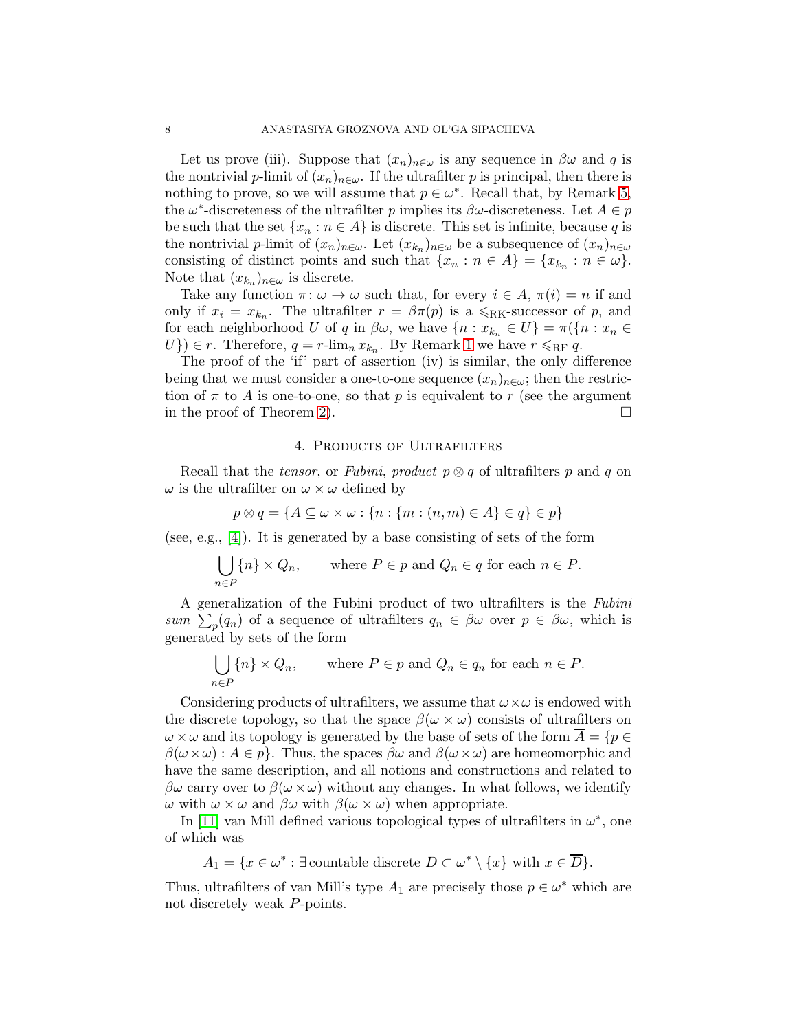Let us prove (iii). Suppose that $(x_n)_{n\in\omega}$ is any sequence in $\beta\omega$ and $q$ is the nontrivial $p$-limit of $(x_n)_{n\in\omega}$. If the ultrafilter $p$ is principal, then there is nothing to prove, so we will assume that $p \in \omega^*$. Recall that, by Remark 5, the $\omega^*$-discreteness of the ultrafilter $p$ implies its $\beta\omega$-discreteness. Let $A \in p$ be such that the set $\{x_n : n \in A\}$ is discrete. This set is infinite, because $q$ is the nontrivial $p$-limit of $(x_n)_{n\in\omega}$. Let $(x_{k_n})_{n\in\omega}$ be a subsequence of $(x_n)_{n\in\omega}$ consisting of distinct points and such that $\{x_n : n \in A\} = \{x_{k_n} : n \in \omega\}$. Note that $(x_{k_n})_{n\in\omega}$ is discrete.

Take any function $\pi\colon \omega \to \omega$ such that, for every $i \in A$, $\pi(i) = n$ if and only if $x_i = x_{k_n}$. The ultrafilter $r = \beta\pi(p)$ is a $\leqslant_{\mathrm{RK}}$-successor of $p$, and for each neighborhood $U$ of $q$ in $\beta\omega$, we have $\{n : x_{k_n} \in U\} = \pi(\{n : x_n \in U\}) \in r$. Therefore, $q = r\text{-}\lim_n x_{k_n}$. By Remark 1 we have $r \leqslant_{\mathrm{RF}} q$.

The proof of the 'if' part of assertion (iv) is similar, the only difference being that we must consider a one-to-one sequence $(x_n)_{n\in\omega}$; then the restriction of $\pi$ to $A$ is one-to-one, so that $p$ is equivalent to $r$ (see the argument in the proof of Theorem 2). $\square$

## 4. Products of Ultrafilters

Recall that the *tensor*, or *Fubini*, *product* $p \otimes q$ of ultrafilters $p$ and $q$ on $\omega$ is the ultrafilter on $\omega \times \omega$ defined by

$$p \otimes q = \{A \subseteq \omega \times \omega : \{n : \{m : (n,m) \in A\} \in q\} \in p\}$$

(see, e.g., [4]). It is generated by a base consisting of sets of the form

$$\bigcup_{n\in P} \{n\} \times Q_n, \qquad \text{where } P \in p \text{ and } Q_n \in q \text{ for each } n \in P.$$

A generalization of the Fubini product of two ultrafilters is the *Fubini sum* $\sum_p (q_n)$ of a sequence of ultrafilters $q_n \in \beta\omega$ over $p \in \beta\omega$, which is generated by sets of the form

$$\bigcup_{n\in P} \{n\} \times Q_n, \qquad \text{where } P \in p \text{ and } Q_n \in q_n \text{ for each } n \in P.$$

Considering products of ultrafilters, we assume that $\omega\times\omega$ is endowed with the discrete topology, so that the space $\beta(\omega \times \omega)$ consists of ultrafilters on $\omega \times \omega$ and its topology is generated by the base of sets of the form $\overline{A} = \{p \in \beta(\omega\times\omega) : A \in p\}$. Thus, the spaces $\beta\omega$ and $\beta(\omega\times\omega)$ are homeomorphic and have the same description, and all notions and constructions and related to $\beta\omega$ carry over to $\beta(\omega\times\omega)$ without any changes. In what follows, we identify $\omega$ with $\omega \times \omega$ and $\beta\omega$ with $\beta(\omega \times \omega)$ when appropriate.

In [11] van Mill defined various topological types of ultrafilters in $\omega^*$, one of which was

$$A_1 = \{x \in \omega^* : \exists \text{countable discrete } D \subset \omega^* \setminus \{x\} \text{ with } x \in \overline{D}\}.$$

Thus, ultrafilters of van Mill's type $A_1$ are precisely those $p \in \omega^*$ which are not discretely weak $P$-points.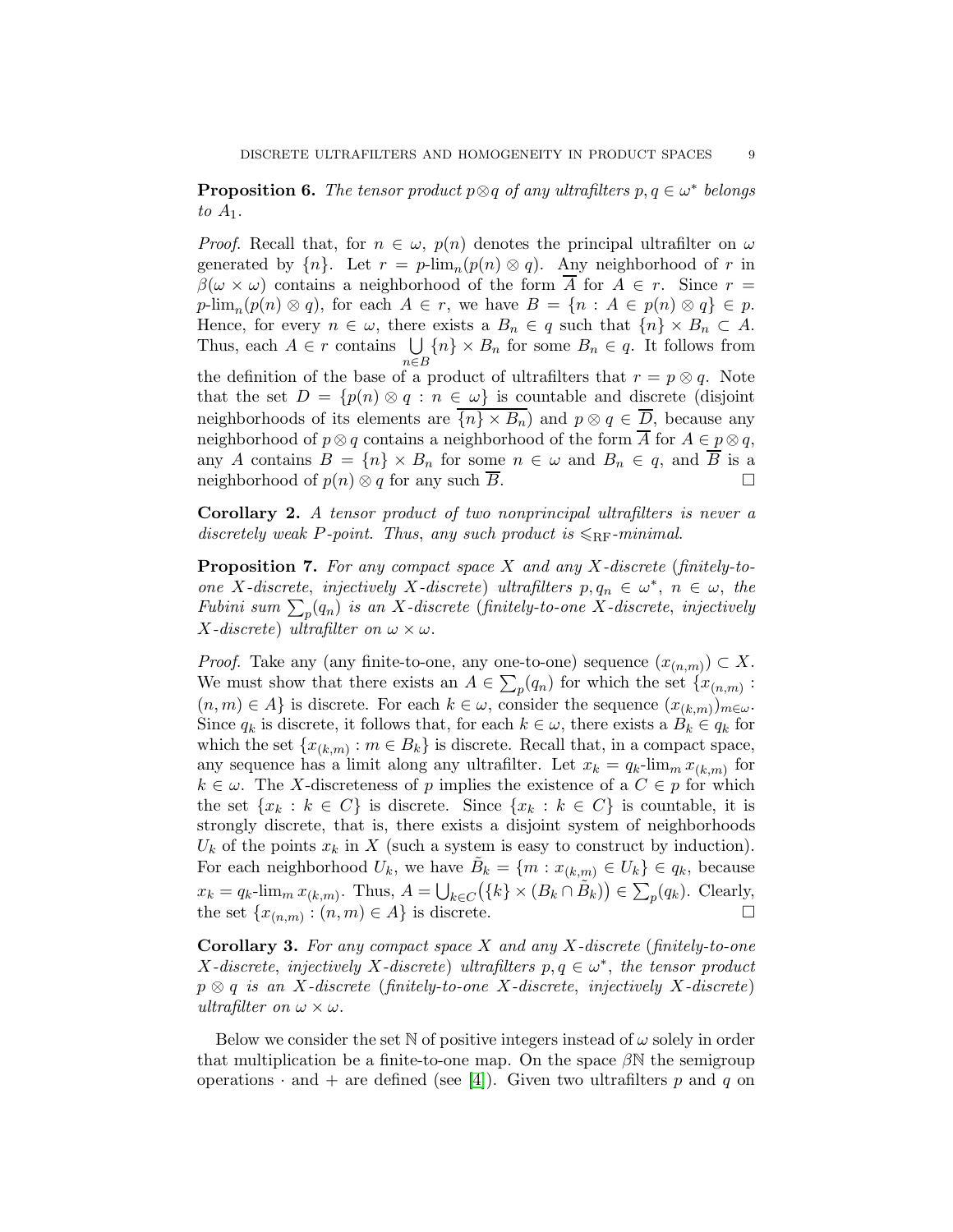**Proposition 6.** *The tensor product $p \otimes q$ of any ultrafilters $p, q \in \omega^*$ belongs to $A_1$.*

*Proof.* Recall that, for $n \in \omega$, $p(n)$ denotes the principal ultrafilter on $\omega$ generated by $\{n\}$. Let $r = p\text{-}\lim_n(p(n) \otimes q)$. Any neighborhood of $r$ in $\beta(\omega \times \omega)$ contains a neighborhood of the form $\overline{A}$ for $A \in r$. Since $r = p\text{-}\lim_n(p(n) \otimes q)$, for each $A \in r$, we have $B = \{n : A \in p(n) \otimes q\} \in p$. Hence, for every $n \in \omega$, there exists a $B_n \in q$ such that $\{n\} \times B_n \subset A$. Thus, each $A \in r$ contains $\bigcup_{n \in B} \{n\} \times B_n$ for some $B_n \in q$. It follows from the definition of the base of a product of ultrafilters that $r = p \otimes q$. Note that the set $D = \{p(n) \otimes q : n \in \omega\}$ is countable and discrete (disjoint neighborhoods of its elements are $\overline{\{n\} \times B_n}$) and $p \otimes q \in \overline{D}$, because any neighborhood of $p \otimes q$ contains a neighborhood of the form $\overline{A}$ for $A \in p \otimes q$, any $A$ contains $B = \{n\} \times B_n$ for some $n \in \omega$ and $B_n \in q$, and $\overline{B}$ is a neighborhood of $p(n) \otimes q$ for any such $\overline{B}$. □

**Corollary 2.** *A tensor product of two nonprincipal ultrafilters is never a discretely weak P-point. Thus, any such product is $\leqslant_{\mathrm{RF}}$-minimal.*

**Proposition 7.** *For any compact space $X$ and any $X$-discrete (finitely-to-one $X$-discrete, injectively $X$-discrete) ultrafilters $p, q_n \in \omega^*$, $n \in \omega$, the Fubini sum $\sum_p(q_n)$ is an $X$-discrete (finitely-to-one $X$-discrete, injectively $X$-discrete) ultrafilter on $\omega \times \omega$.*

*Proof.* Take any (any finite-to-one, any one-to-one) sequence $(x_{(n,m)}) \subset X$. We must show that there exists an $A \in \sum_p(q_n)$ for which the set $\{x_{(n,m)} : (n, m) \in A\}$ is discrete. For each $k \in \omega$, consider the sequence $(x_{(k,m)})_{m \in \omega}$. Since $q_k$ is discrete, it follows that, for each $k \in \omega$, there exists a $B_k \in q_k$ for which the set $\{x_{(k,m)} : m \in B_k\}$ is discrete. Recall that, in a compact space, any sequence has a limit along any ultrafilter. Let $x_k = q_k\text{-}\lim_m x_{(k,m)}$ for $k \in \omega$. The $X$-discreteness of $p$ implies the existence of a $C \in p$ for which the set $\{x_k : k \in C\}$ is discrete. Since $\{x_k : k \in C\}$ is countable, it is strongly discrete, that is, there exists a disjoint system of neighborhoods $U_k$ of the points $x_k$ in $X$ (such a system is easy to construct by induction). For each neighborhood $U_k$, we have $\tilde{B}_k = \{m : x_{(k,m)} \in U_k\} \in q_k$, because $x_k = q_k\text{-}\lim_m x_{(k,m)}$. Thus, $A = \bigcup_{k \in C}\big(\{k\} \times (B_k \cap \tilde{B}_k)\big) \in \sum_p(q_k)$. Clearly, the set $\{x_{(n,m)} : (n, m) \in A\}$ is discrete. □

**Corollary 3.** *For any compact space $X$ and any $X$-discrete (finitely-to-one $X$-discrete, injectively $X$-discrete) ultrafilters $p, q \in \omega^*$, the tensor product $p \otimes q$ is an $X$-discrete (finitely-to-one $X$-discrete, injectively $X$-discrete) ultrafilter on $\omega \times \omega$.*

Below we consider the set $\mathbb{N}$ of positive integers instead of $\omega$ solely in order that multiplication be a finite-to-one map. On the space $\beta\mathbb{N}$ the semigroup operations $\cdot$ and $+$ are defined (see [4]). Given two ultrafilters $p$ and $q$ on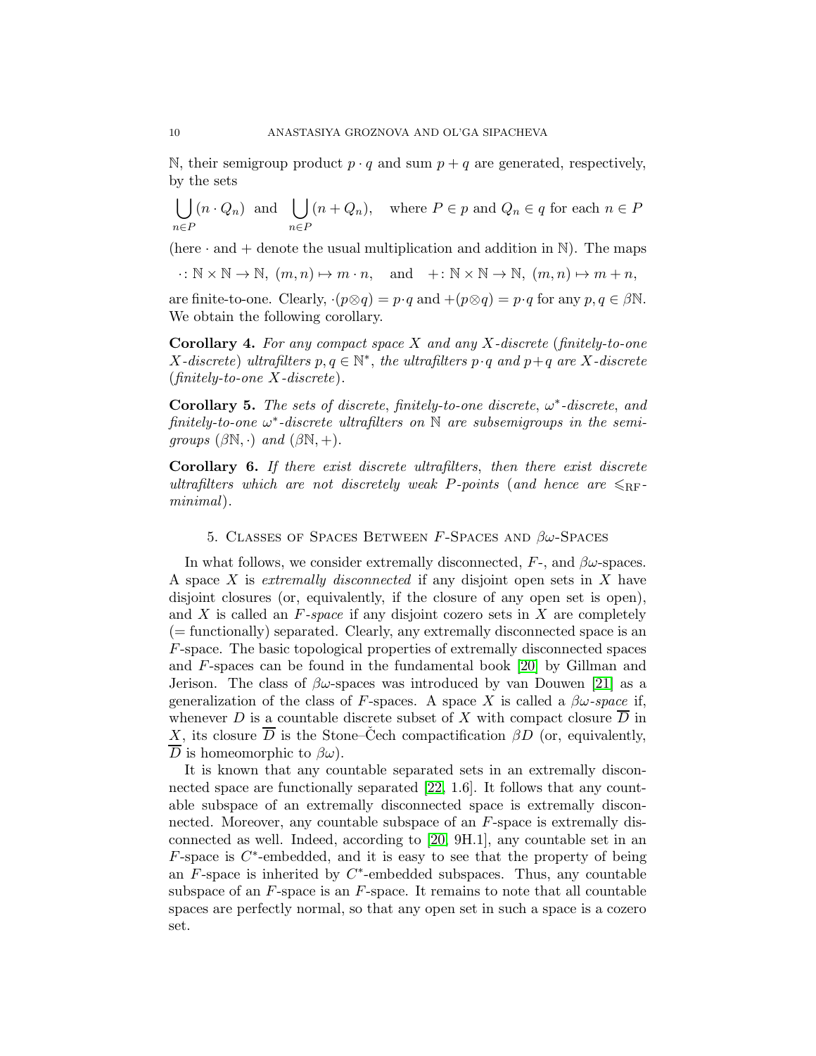$\mathbb{N}$, their semigroup product $p \cdot q$ and sum $p + q$ are generated, respectively, by the sets

$$\bigcup_{n\in P}(n \cdot Q_n) \quad \text{and} \quad \bigcup_{n\in P}(n + Q_n), \quad \text{where } P \in p \text{ and } Q_n \in q \text{ for each } n \in P$$

(here $\cdot$ and $+$ denote the usual multiplication and addition in $\mathbb{N}$). The maps

$$\cdot\colon \mathbb{N} \times \mathbb{N} \to \mathbb{N},\ (m, n) \mapsto m \cdot n, \quad \text{and} \quad +\colon \mathbb{N} \times \mathbb{N} \to \mathbb{N},\ (m, n) \mapsto m + n,$$

are finite-to-one. Clearly, $\cdot(p\otimes q) = p\cdot q$ and $+(p\otimes q) = p\cdot q$ for any $p, q \in \beta\mathbb{N}$. We obtain the following corollary.

**Corollary 4.** *For any compact space $X$ and any $X$-discrete* (*finitely-to-one $X$-discrete*) *ultrafilters $p, q \in \mathbb{N}^*$, the ultrafilters $p\cdot q$ and $p+q$ are $X$-discrete* (*finitely-to-one $X$-discrete*).

**Corollary 5.** *The sets of discrete, finitely-to-one discrete, $\omega^*$-discrete, and finitely-to-one $\omega^*$-discrete ultrafilters on $\mathbb{N}$ are subsemigroups in the semigroups $(\beta\mathbb{N}, \cdot)$ and $(\beta\mathbb{N}, +)$.*

**Corollary 6.** *If there exist discrete ultrafilters, then there exist discrete ultrafilters which are not discretely weak $P$-points* (*and hence are $\leqslant_{\mathrm{RF}}$-minimal*).

## 5. Classes of Spaces Between $F$-Spaces and $\beta\omega$-Spaces

In what follows, we consider extremally disconnected, $F$-, and $\beta\omega$-spaces. A space $X$ is *extremally disconnected* if any disjoint open sets in $X$ have disjoint closures (or, equivalently, if the closure of any open set is open), and $X$ is called an *$F$-space* if any disjoint cozero sets in $X$ are completely (= functionally) separated. Clearly, any extremally disconnected space is an $F$-space. The basic topological properties of extremally disconnected spaces and $F$-spaces can be found in the fundamental book [20] by Gillman and Jerison. The class of $\beta\omega$-spaces was introduced by van Douwen [21] as a generalization of the class of $F$-spaces. A space $X$ is called a *$\beta\omega$-space* if, whenever $D$ is a countable discrete subset of $X$ with compact closure $\overline{D}$ in $X$, its closure $\overline{D}$ is the Stone–Čech compactification $\beta D$ (or, equivalently, $\overline{D}$ is homeomorphic to $\beta\omega$).

It is known that any countable separated sets in an extremally disconnected space are functionally separated [22, 1.6]. It follows that any countable subspace of an extremally disconnected space is extremally disconnected. Moreover, any countable subspace of an $F$-space is extremally disconnected as well. Indeed, according to [20, 9H.1], any countable set in an $F$-space is $C^*$-embedded, and it is easy to see that the property of being an $F$-space is inherited by $C^*$-embedded subspaces. Thus, any countable subspace of an $F$-space is an $F$-space. It remains to note that all countable spaces are perfectly normal, so that any open set in such a space is a cozero set.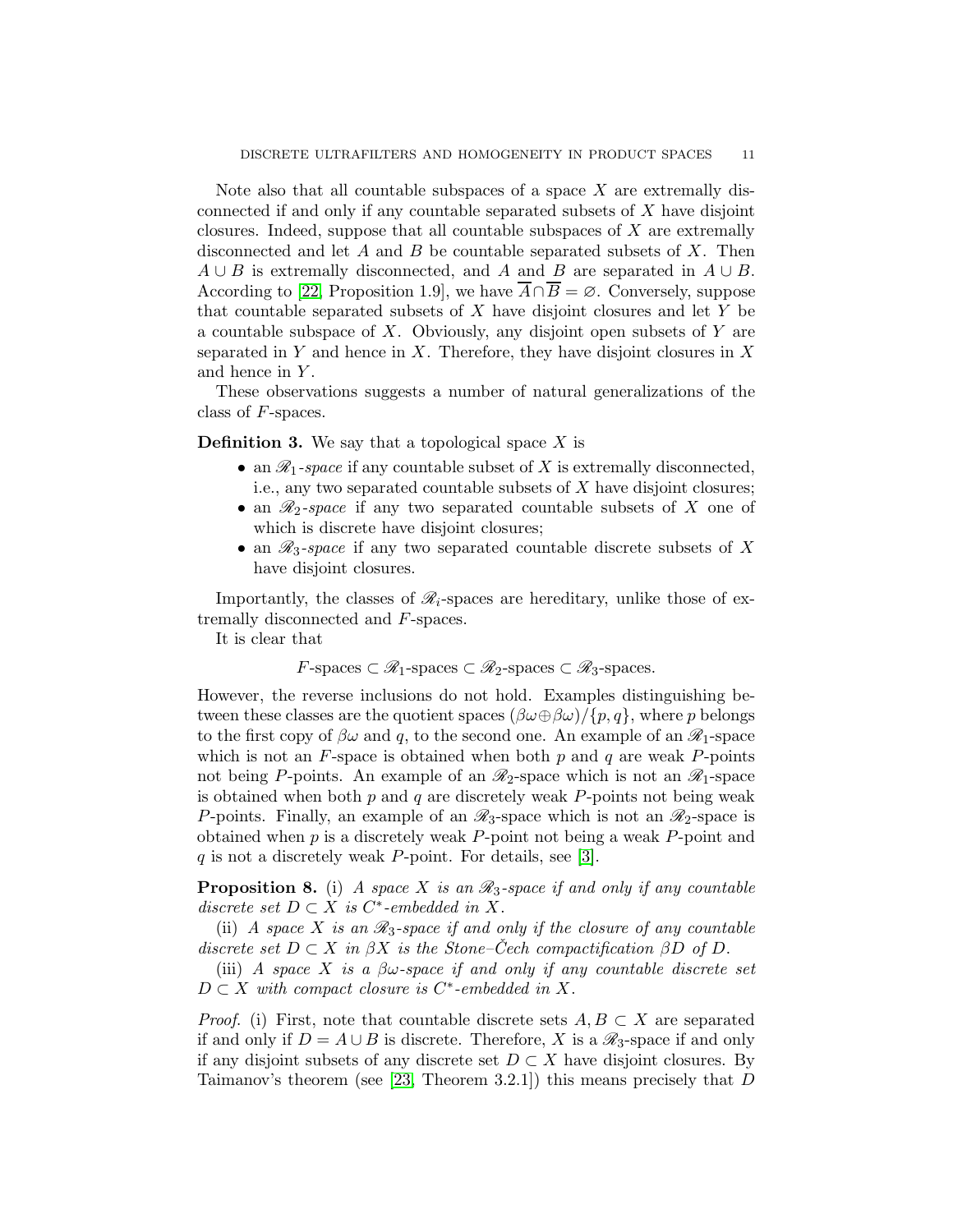Note also that all countable subspaces of a space $X$ are extremally disconnected if and only if any countable separated subsets of $X$ have disjoint closures. Indeed, suppose that all countable subspaces of $X$ are extremally disconnected and let $A$ and $B$ be countable separated subsets of $X$. Then $A \cup B$ is extremally disconnected, and $A$ and $B$ are separated in $A \cup B$. According to [22, Proposition 1.9], we have $\overline{A} \cap \overline{B} = \varnothing$. Conversely, suppose that countable separated subsets of $X$ have disjoint closures and let $Y$ be a countable subspace of $X$. Obviously, any disjoint open subsets of $Y$ are separated in $Y$ and hence in $X$. Therefore, they have disjoint closures in $X$ and hence in $Y$.

These observations suggests a number of natural generalizations of the class of $F$-spaces.

**Definition 3.** We say that a topological space $X$ is

- an $\mathscr{R}_1$*-space* if any countable subset of $X$ is extremally disconnected, i.e., any two separated countable subsets of $X$ have disjoint closures;
- an $\mathscr{R}_2$*-space* if any two separated countable subsets of $X$ one of which is discrete have disjoint closures;
- an $\mathscr{R}_3$*-space* if any two separated countable discrete subsets of $X$ have disjoint closures.

Importantly, the classes of $\mathscr{R}_i$-spaces are hereditary, unlike those of extremally disconnected and $F$-spaces.

It is clear that

$$F\text{-spaces} \subset \mathscr{R}_1\text{-spaces} \subset \mathscr{R}_2\text{-spaces} \subset \mathscr{R}_3\text{-spaces}.$$

However, the reverse inclusions do not hold. Examples distinguishing between these classes are the quotient spaces $(\beta\omega \oplus \beta\omega)/\{p, q\}$, where $p$ belongs to the first copy of $\beta\omega$ and $q$, to the second one. An example of an $\mathscr{R}_1$-space which is not an $F$-space is obtained when both $p$ and $q$ are weak $P$-points not being $P$-points. An example of an $\mathscr{R}_2$-space which is not an $\mathscr{R}_1$-space is obtained when both $p$ and $q$ are discretely weak $P$-points not being weak $P$-points. Finally, an example of an $\mathscr{R}_3$-space which is not an $\mathscr{R}_2$-space is obtained when $p$ is a discretely weak $P$-point not being a weak $P$-point and $q$ is not a discretely weak $P$-point. For details, see [3].

**Proposition 8.** (i) *A space $X$ is an $\mathscr{R}_3$-space if and only if any countable discrete set $D \subset X$ is $C^*$-embedded in $X$.*

(ii) *A space $X$ is an $\mathscr{R}_3$-space if and only if the closure of any countable discrete set $D \subset X$ in $\beta X$ is the Stone–Čech compactification $\beta D$ of $D$.*

(iii) *A space $X$ is a $\beta\omega$-space if and only if any countable discrete set $D \subset X$ with compact closure is $C^*$-embedded in $X$.*

*Proof.* (i) First, note that countable discrete sets $A, B \subset X$ are separated if and only if $D = A \cup B$ is discrete. Therefore, $X$ is a $\mathscr{R}_3$-space if and only if any disjoint subsets of any discrete set $D \subset X$ have disjoint closures. By Taimanov's theorem (see [23, Theorem 3.2.1]) this means precisely that $D$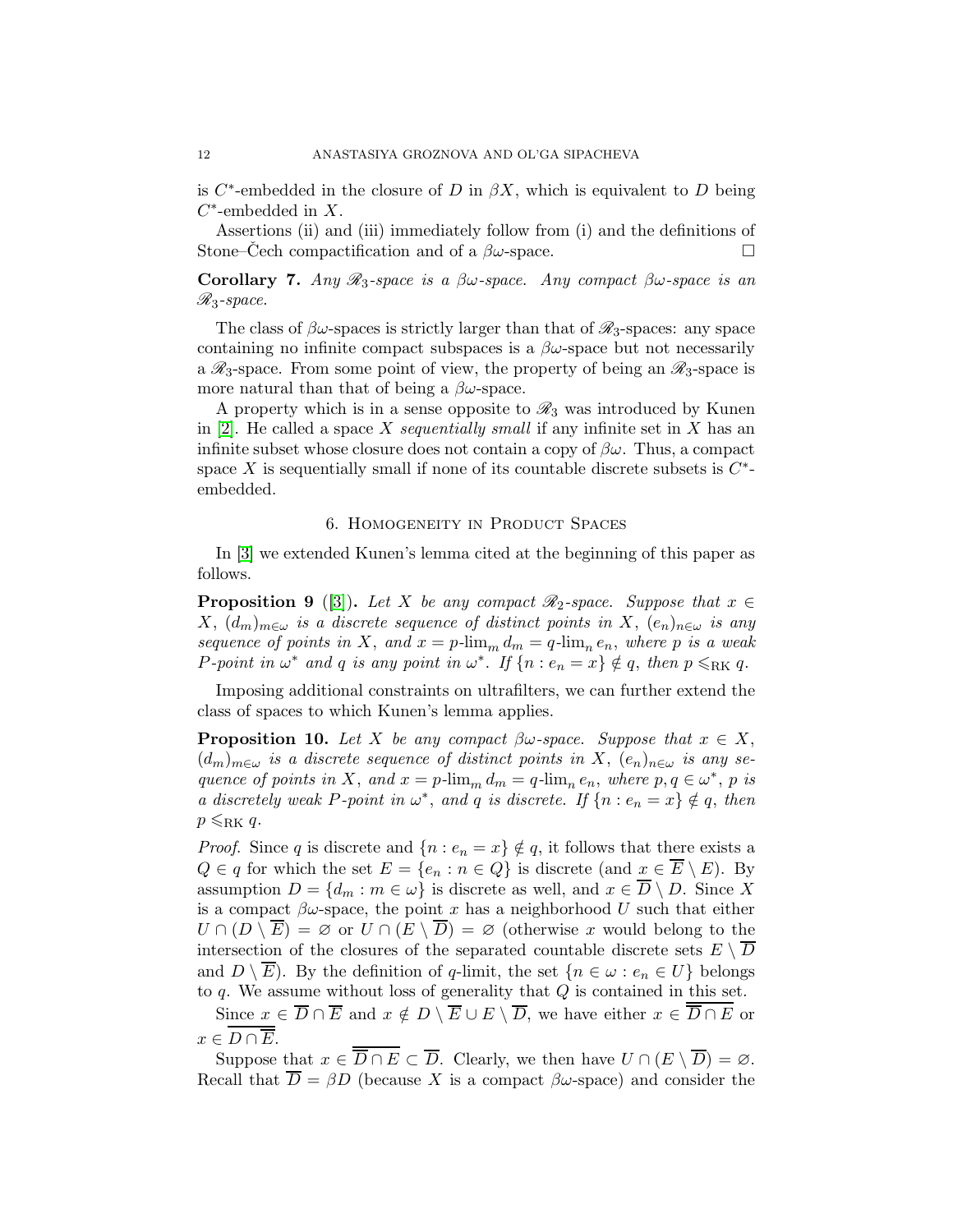is $C^*$-embedded in the closure of $D$ in $\beta X$, which is equivalent to $D$ being $C^*$-embedded in $X$.

Assertions (ii) and (iii) immediately follow from (i) and the definitions of Stone–Čech compactification and of a $\beta\omega$-space. $\square$

**Corollary 7.** *Any $\mathscr{R}_3$-space is a $\beta\omega$-space. Any compact $\beta\omega$-space is an $\mathscr{R}_3$-space.*

The class of $\beta\omega$-spaces is strictly larger than that of $\mathscr{R}_3$-spaces: any space containing no infinite compact subspaces is a $\beta\omega$-space but not necessarily a $\mathscr{R}_3$-space. From some point of view, the property of being an $\mathscr{R}_3$-space is more natural than that of being a $\beta\omega$-space.

A property which is in a sense opposite to $\mathscr{R}_3$ was introduced by Kunen in [2]. He called a space $X$ *sequentially small* if any infinite set in $X$ has an infinite subset whose closure does not contain a copy of $\beta\omega$. Thus, a compact space $X$ is sequentially small if none of its countable discrete subsets is $C^*$-embedded.

## 6. Homogeneity in Product Spaces

In [3] we extended Kunen's lemma cited at the beginning of this paper as follows.

**Proposition 9** ([3])**.** *Let $X$ be any compact $\mathscr{R}_2$-space. Suppose that $x \in X$, $(d_m)_{m\in\omega}$ is a discrete sequence of distinct points in $X$, $(e_n)_{n\in\omega}$ is any sequence of points in $X$, and $x = p\text{-}\lim_m d_m = q\text{-}\lim_n e_n$, where $p$ is a weak $P$-point in $\omega^*$ and $q$ is any point in $\omega^*$. If $\{n : e_n = x\} \notin q$, then $p \leqslant_{\mathrm{RK}} q$.*

Imposing additional constraints on ultrafilters, we can further extend the class of spaces to which Kunen's lemma applies.

**Proposition 10.** *Let $X$ be any compact $\beta\omega$-space. Suppose that $x \in X$, $(d_m)_{m\in\omega}$ is a discrete sequence of distinct points in $X$, $(e_n)_{n\in\omega}$ is any sequence of points in $X$, and $x = p\text{-}\lim_m d_m = q\text{-}\lim_n e_n$, where $p, q \in \omega^*$, $p$ is a discretely weak $P$-point in $\omega^*$, and $q$ is discrete. If $\{n : e_n = x\} \notin q$, then $p \leqslant_{\mathrm{RK}} q$.*

*Proof.* Since $q$ is discrete and $\{n : e_n = x\} \notin q$, it follows that there exists a $Q \in q$ for which the set $E = \{e_n : n \in Q\}$ is discrete (and $x \in \overline{E} \setminus E$). By assumption $D = \{d_m : m \in \omega\}$ is discrete as well, and $x \in \overline{D} \setminus D$. Since $X$ is a compact $\beta\omega$-space, the point $x$ has a neighborhood $U$ such that either $U \cap (D \setminus \overline{E}) = \varnothing$ or $U \cap (E \setminus \overline{D}) = \varnothing$ (otherwise $x$ would belong to the intersection of the closures of the separated countable discrete sets $E \setminus \overline{D}$ and $D \setminus \overline{E}$). By the definition of $q$-limit, the set $\{n \in \omega : e_n \in U\}$ belongs to $q$. We assume without loss of generality that $Q$ is contained in this set.

Since $x \in \overline{D} \cap \overline{E}$ and $x \notin D \setminus \overline{E} \cup E \setminus \overline{D}$, we have either $x \in \overline{\overline{D} \cap E}$ or $x \in \overline{D \cap \overline{E}}$.

Suppose that $x \in \overline{\overline{D} \cap E} \subset \overline{D}$. Clearly, we then have $U \cap (E \setminus \overline{D}) = \varnothing$. Recall that $\overline{D} = \beta D$ (because $X$ is a compact $\beta\omega$-space) and consider the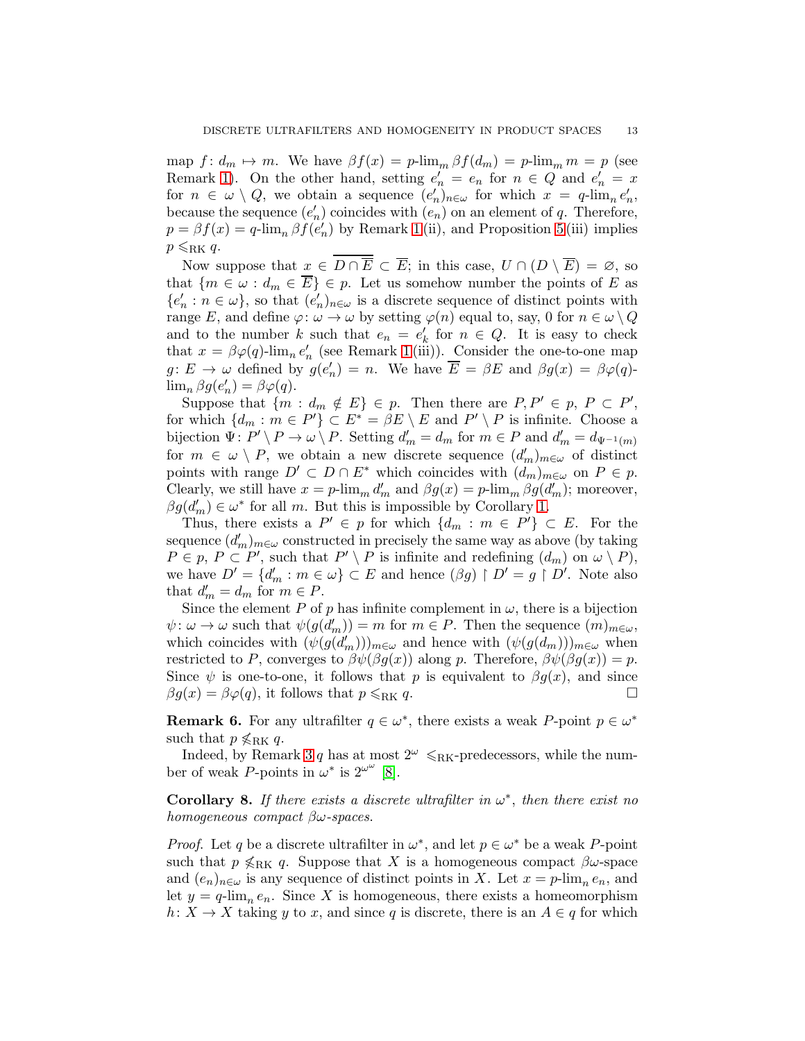map $f\colon d_m \mapsto m$. We have $\beta f(x) = p\text{-}\lim_m \beta f(d_m) = p\text{-}\lim_m m = p$ (see Remark 1). On the other hand, setting $e'_n = e_n$ for $n \in Q$ and $e'_n = x$ for $n \in \omega \setminus Q$, we obtain a sequence $(e'_n)_{n\in\omega}$ for which $x = q\text{-}\lim_n e'_n$, because the sequence $(e'_n)$ coincides with $(e_n)$ on an element of $q$. Therefore, $p = \beta f(x) = q\text{-}\lim_n \beta f(e'_n)$ by Remark 1(ii), and Proposition 5(iii) implies $p \leqslant_{\mathrm{RK}} q$.

Now suppose that $x \in \overline{D \cap \overline{E}} \subset \overline{E}$; in this case, $U \cap (D \setminus \overline{E}) = \varnothing$, so that $\{m \in \omega : d_m \in \overline{E}\} \in p$. Let us somehow number the points of $E$ as $\{e'_n : n \in \omega\}$, so that $(e'_n)_{n\in\omega}$ is a discrete sequence of distinct points with range $E$, and define $\varphi\colon \omega \to \omega$ by setting $\varphi(n)$ equal to, say, 0 for $n \in \omega \setminus Q$ and to the number $k$ such that $e_n = e'_k$ for $n \in Q$. It is easy to check that $x = \beta\varphi(q)\text{-}\lim_n e'_n$ (see Remark 1(iii)). Consider the one-to-one map $g\colon E \to \omega$ defined by $g(e'_n) = n$. We have $\overline{E} = \beta E$ and $\beta g(x) = \beta\varphi(q)\text{-}\lim_n \beta g(e'_n) = \beta\varphi(q)$.

Suppose that $\{m : d_m \notin E\} \in p$. Then there are $P, P' \in p$, $P \subset P'$, for which $\{d_m : m \in P'\} \subset E^* = \beta E \setminus E$ and $P' \setminus P$ is infinite. Choose a bijection $\Psi\colon P' \setminus P \to \omega \setminus P$. Setting $d'_m = d_m$ for $m \in P$ and $d'_m = d_{\Psi^{-1}(m)}$ for $m \in \omega \setminus P$, we obtain a new discrete sequence $(d'_m)_{m\in\omega}$ of distinct points with range $D' \subset D \cap E^*$ which coincides with $(d_m)_{m\in\omega}$ on $P \in p$. Clearly, we still have $x = p\text{-}\lim_m d'_m$ and $\beta g(x) = p\text{-}\lim_m \beta g(d'_m)$; moreover, $\beta g(d'_m) \in \omega^*$ for all $m$. But this is impossible by Corollary 1.

Thus, there exists a $P' \in p$ for which $\{d_m : m \in P'\} \subset E$. For the sequence $(d'_m)_{m\in\omega}$ constructed in precisely the same way as above (by taking $P \in p$, $P \subset P'$, such that $P' \setminus P$ is infinite and redefining $(d_m)$ on $\omega \setminus P$), we have $D' = \{d'_m : m \in \omega\} \subset E$ and hence $(\beta g) \restriction D' = g \restriction D'$. Note also that $d'_m = d_m$ for $m \in P$.

Since the element $P$ of $p$ has infinite complement in $\omega$, there is a bijection $\psi\colon \omega \to \omega$ such that $\psi(g(d'_m)) = m$ for $m \in P$. Then the sequence $(m)_{m\in\omega}$, which coincides with $(\psi(g(d'_m)))_{m\in\omega}$ and hence with $(\psi(g(d_m)))_{m\in\omega}$ when restricted to $P$, converges to $\beta\psi(\beta g(x))$ along $p$. Therefore, $\beta\psi(\beta g(x)) = p$. Since $\psi$ is one-to-one, it follows that $p$ is equivalent to $\beta g(x)$, and since $\beta g(x) = \beta\varphi(q)$, it follows that $p \leqslant_{\mathrm{RK}} q$. □

**Remark 6.** For any ultrafilter $q \in \omega^*$, there exists a weak $P$-point $p \in \omega^*$ such that $p \nleqslant_{\mathrm{RK}} q$.

Indeed, by Remark 3 $q$ has at most $2^\omega$ $\leqslant_{\mathrm{RK}}$-predecessors, while the number of weak $P$-points in $\omega^*$ is $2^{\omega^\omega}$ [8].

**Corollary 8.** *If there exists a discrete ultrafilter in $\omega^*$, then there exist no homogeneous compact $\beta\omega$-spaces.*

*Proof.* Let $q$ be a discrete ultrafilter in $\omega^*$, and let $p \in \omega^*$ be a weak $P$-point such that $p \nleqslant_{\mathrm{RK}} q$. Suppose that $X$ is a homogeneous compact $\beta\omega$-space and $(e_n)_{n\in\omega}$ is any sequence of distinct points in $X$. Let $x = p\text{-}\lim_n e_n$, and let $y = q\text{-}\lim_n e_n$. Since $X$ is homogeneous, there exists a homeomorphism $h\colon X \to X$ taking $y$ to $x$, and since $q$ is discrete, there is an $A \in q$ for which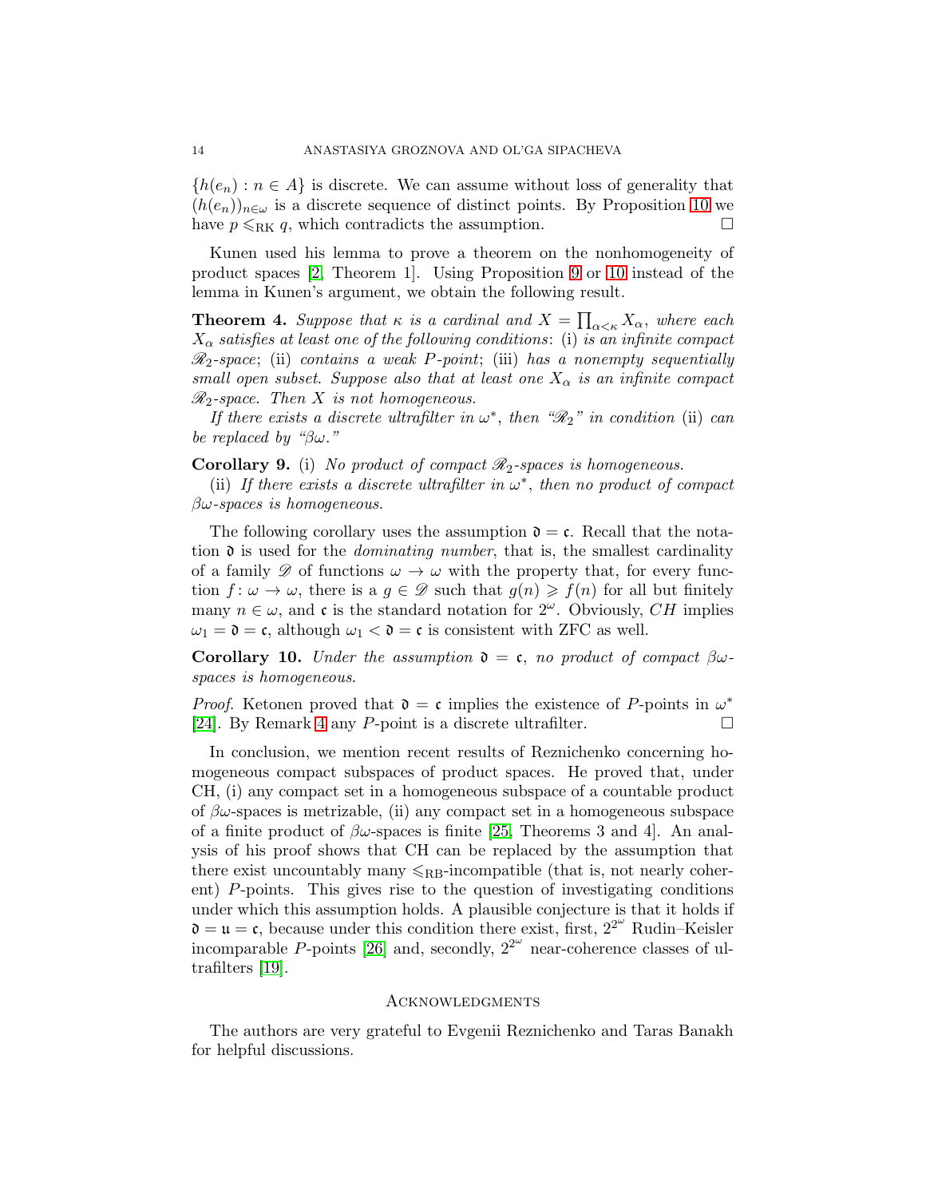$\{h(e_n) : n \in A\}$ is discrete. We can assume without loss of generality that $(h(e_n))_{n\in\omega}$ is a discrete sequence of distinct points. By Proposition 10 we have $p \leqslant_{\mathrm{RK}} q$, which contradicts the assumption. $\square$

Kunen used his lemma to prove a theorem on the nonhomogeneity of product spaces [2, Theorem 1]. Using Proposition 9 or 10 instead of the lemma in Kunen's argument, we obtain the following result.

**Theorem 4.** *Suppose that $\kappa$ is a cardinal and $X = \prod_{\alpha<\kappa} X_\alpha$, where each $X_\alpha$ satisfies at least one of the following conditions*: (i) *is an infinite compact $\mathscr{R}_2$-space*; (ii) *contains a weak $P$-point*; (iii) *has a nonempty sequentially small open subset. Suppose also that at least one $X_\alpha$ is an infinite compact $\mathscr{R}_2$-space. Then $X$ is not homogeneous.*

*If there exists a discrete ultrafilter in $\omega^*$, then "$\mathscr{R}_2$" in condition* (ii) *can be replaced by "$\beta\omega$."*

**Corollary 9.** (i) *No product of compact $\mathscr{R}_2$-spaces is homogeneous.*

(ii) *If there exists a discrete ultrafilter in $\omega^*$, then no product of compact $\beta\omega$-spaces is homogeneous.*

The following corollary uses the assumption $\mathfrak{d} = \mathfrak{c}$. Recall that the notation $\mathfrak{d}$ is used for the *dominating number*, that is, the smallest cardinality of a family $\mathscr{D}$ of functions $\omega \to \omega$ with the property that, for every function $f : \omega \to \omega$, there is a $g \in \mathscr{D}$ such that $g(n) \geqslant f(n)$ for all but finitely many $n \in \omega$, and $\mathfrak{c}$ is the standard notation for $2^\omega$. Obviously, $CH$ implies $\omega_1 = \mathfrak{d} = \mathfrak{c}$, although $\omega_1 < \mathfrak{d} = \mathfrak{c}$ is consistent with ZFC as well.

**Corollary 10.** *Under the assumption $\mathfrak{d} = \mathfrak{c}$, no product of compact $\beta\omega$-spaces is homogeneous.*

*Proof.* Ketonen proved that $\mathfrak{d} = \mathfrak{c}$ implies the existence of $P$-points in $\omega^*$ [24]. By Remark 4 any $P$-point is a discrete ultrafilter. $\square$

In conclusion, we mention recent results of Reznichenko concerning homogeneous compact subspaces of product spaces. He proved that, under CH, (i) any compact set in a homogeneous subspace of a countable product of $\beta\omega$-spaces is metrizable, (ii) any compact set in a homogeneous subspace of a finite product of $\beta\omega$-spaces is finite [25, Theorems 3 and 4]. An analysis of his proof shows that CH can be replaced by the assumption that there exist uncountably many $\leqslant_{\mathrm{RB}}$-incompatible (that is, not nearly coherent) $P$-points. This gives rise to the question of investigating conditions under which this assumption holds. A plausible conjecture is that it holds if $\mathfrak{d} = \mathfrak{u} = \mathfrak{c}$, because under this condition there exist, first, $2^{2^\omega}$ Rudin–Keisler incomparable $P$-points [26] and, secondly, $2^{2^\omega}$ near-coherence classes of ultrafilters [19].

## Acknowledgments

The authors are very grateful to Evgenii Reznichenko and Taras Banakh for helpful discussions.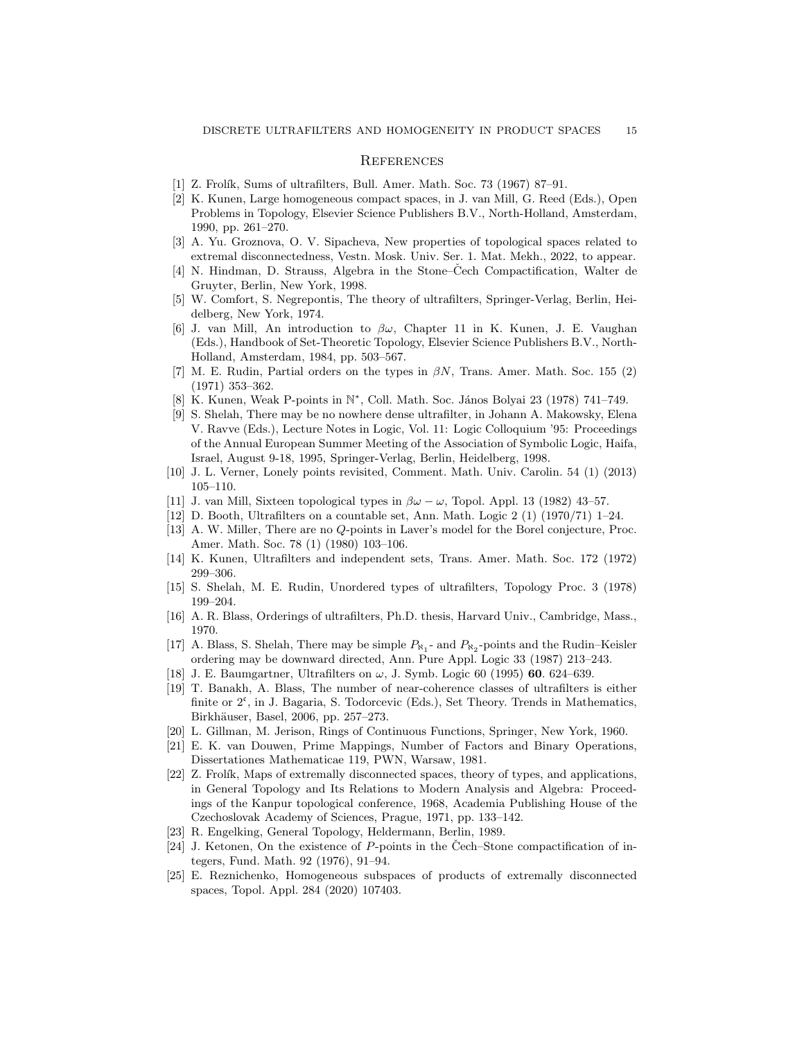## References

[1] Z. Frolík, Sums of ultrafilters, Bull. Amer. Math. Soc. 73 (1967) 87–91.

[2] K. Kunen, Large homogeneous compact spaces, in J. van Mill, G. Reed (Eds.), Open Problems in Topology, Elsevier Science Publishers B.V., North-Holland, Amsterdam, 1990, pp. 261–270.

[3] A. Yu. Groznova, O. V. Sipacheva, New properties of topological spaces related to extremal disconnectedness, Vestn. Mosk. Univ. Ser. 1. Mat. Mekh., 2022, to appear.

[4] N. Hindman, D. Strauss, Algebra in the Stone–Čech Compactification, Walter de Gruyter, Berlin, New York, 1998.

[5] W. Comfort, S. Negrepontis, The theory of ultrafilters, Springer-Verlag, Berlin, Heidelberg, New York, 1974.

[6] J. van Mill, An introduction to $\beta\omega$, Chapter 11 in K. Kunen, J. E. Vaughan (Eds.), Handbook of Set-Theoretic Topology, Elsevier Science Publishers B.V., North-Holland, Amsterdam, 1984, pp. 503–567.

[7] M. E. Rudin, Partial orders on the types in $\beta N$, Trans. Amer. Math. Soc. 155 (2) (1971) 353–362.

[8] K. Kunen, Weak P-points in $\mathbb{N}^*$, Coll. Math. Soc. János Bolyai 23 (1978) 741–749.

[9] S. Shelah, There may be no nowhere dense ultrafilter, in Johann A. Makowsky, Elena V. Ravve (Eds.), Lecture Notes in Logic, Vol. 11: Logic Colloquium '95: Proceedings of the Annual European Summer Meeting of the Association of Symbolic Logic, Haifa, Israel, August 9-18, 1995, Springer-Verlag, Berlin, Heidelberg, 1998.

[10] J. L. Verner, Lonely points revisited, Comment. Math. Univ. Carolin. 54 (1) (2013) 105–110.

[11] J. van Mill, Sixteen topological types in $\beta\omega - \omega$, Topol. Appl. 13 (1982) 43–57.

[12] D. Booth, Ultrafilters on a countable set, Ann. Math. Logic 2 (1) (1970/71) 1–24.

[13] A. W. Miller, There are no $Q$-points in Laver's model for the Borel conjecture, Proc. Amer. Math. Soc. 78 (1) (1980) 103–106.

[14] K. Kunen, Ultrafilters and independent sets, Trans. Amer. Math. Soc. 172 (1972) 299–306.

[15] S. Shelah, M. E. Rudin, Unordered types of ultrafilters, Topology Proc. 3 (1978) 199–204.

[16] A. R. Blass, Orderings of ultrafilters, Ph.D. thesis, Harvard Univ., Cambridge, Mass., 1970.

[17] A. Blass, S. Shelah, There may be simple $P_{\aleph_1}$- and $P_{\aleph_2}$-points and the Rudin–Keisler ordering may be downward directed, Ann. Pure Appl. Logic 33 (1987) 213–243.

[18] J. E. Baumgartner, Ultrafilters on $\omega$, J. Symb. Logic 60 (1995) **60**. 624–639.

[19] T. Banakh, A. Blass, The number of near-coherence classes of ultrafilters is either finite or $2^{\mathfrak{c}}$, in J. Bagaria, S. Todorcevic (Eds.), Set Theory. Trends in Mathematics, Birkhäuser, Basel, 2006, pp. 257–273.

[20] L. Gillman, M. Jerison, Rings of Continuous Functions, Springer, New York, 1960.

[21] E. K. van Douwen, Prime Mappings, Number of Factors and Binary Operations, Dissertationes Mathematicae 119, PWN, Warsaw, 1981.

[22] Z. Frolík, Maps of extremally disconnected spaces, theory of types, and applications, in General Topology and Its Relations to Modern Analysis and Algebra: Proceedings of the Kanpur topological conference, 1968, Academia Publishing House of the Czechoslovak Academy of Sciences, Prague, 1971, pp. 133–142.

[23] R. Engelking, General Topology, Heldermann, Berlin, 1989.

[24] J. Ketonen, On the existence of $P$-points in the Čech–Stone compactification of integers, Fund. Math. 92 (1976), 91–94.

[25] E. Reznichenko, Homogeneous subspaces of products of extremally disconnected spaces, Topol. Appl. 284 (2020) 107403.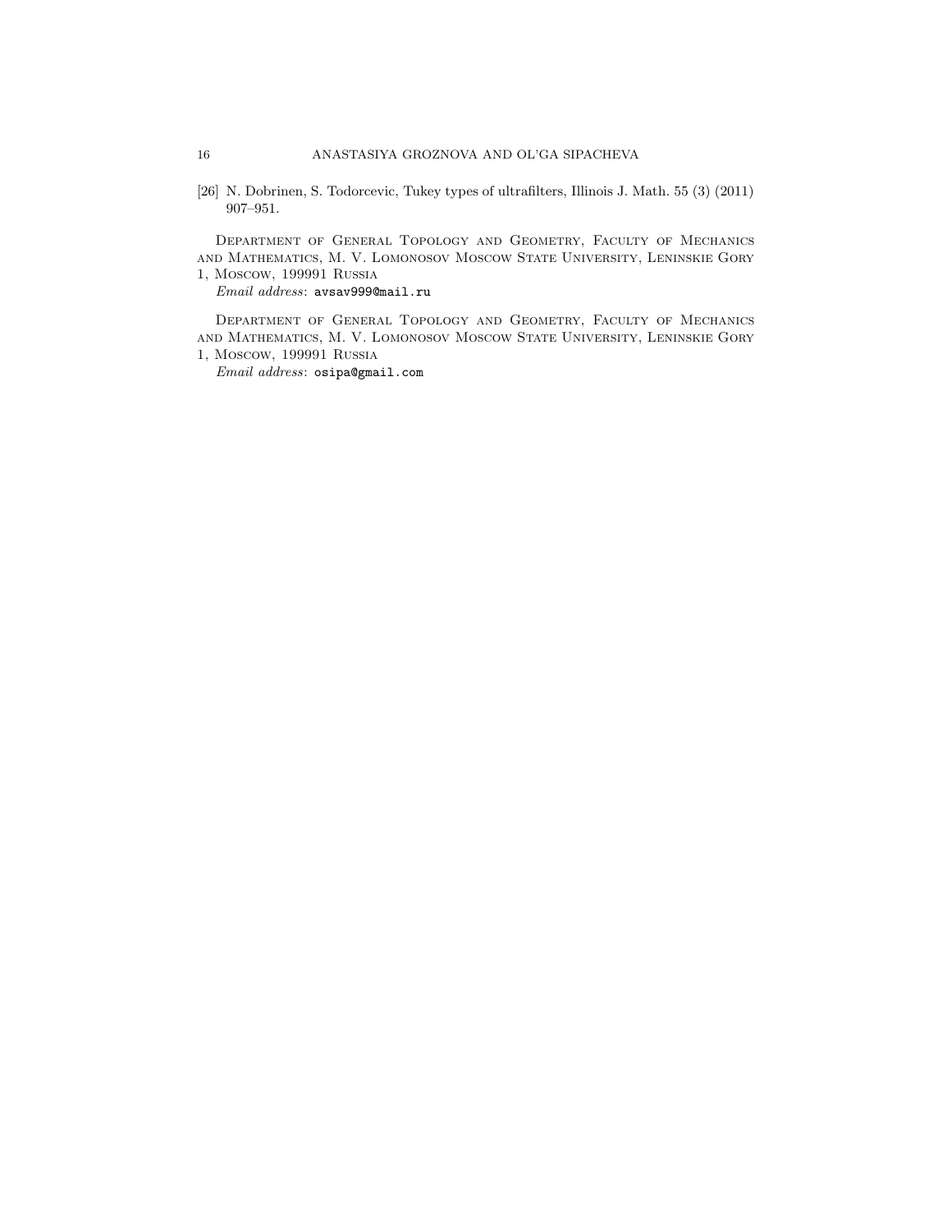[26] N. Dobrinen, S. Todorcevic, Tukey types of ultrafilters, Illinois J. Math. 55 (3) (2011) 907–951.

Department of General Topology and Geometry, Faculty of Mechanics and Mathematics, M. V. Lomonosov Moscow State University, Leninskie Gory 1, Moscow, 199991 Russia

*Email address*: `avsav999@mail.ru`

Department of General Topology and Geometry, Faculty of Mechanics and Mathematics, M. V. Lomonosov Moscow State University, Leninskie Gory 1, Moscow, 199991 Russia

*Email address*: `osipa@gmail.com`